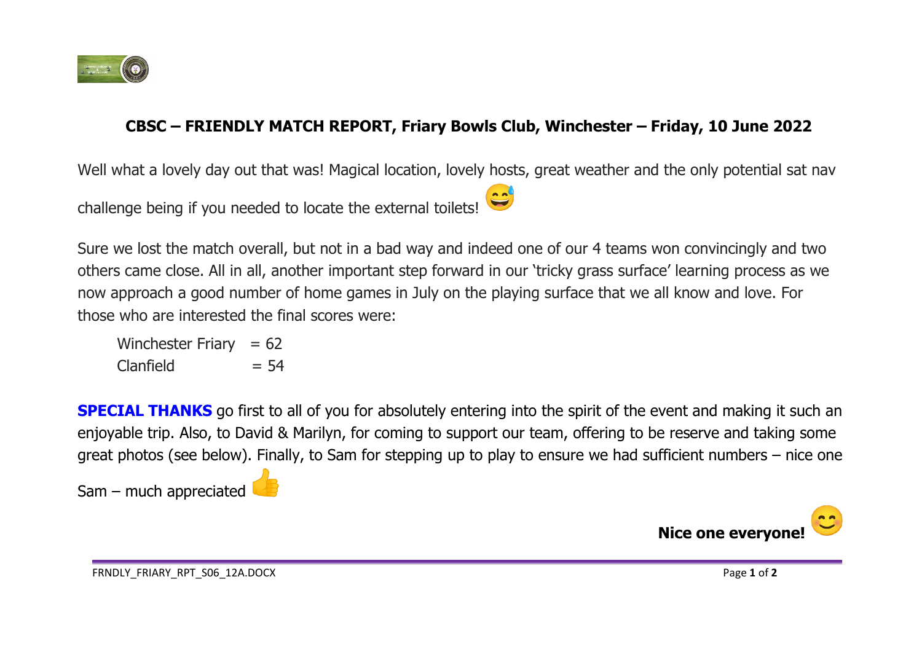# CBSC – FRIENDLY MATCH REPORT, Friary Bowls Club, Winchester – Friday, 10 June 2022

Well what a lovely day out that was! Magical location, lovely hosts, great weather and the only potential sat nav challenge being if you needed to locate the external toilets! 😅

Sure we lost the match overall, but not in a bad way and indeed one of our 4 teams won convincingly and two others came close. All in all, another important step forward in our 'tricky grass surface' learning process as we now approach a good number of home games in July on the playing surface that we all know and love. For those who are interested the final scores were:

Winchester Friary = 62
Clanfield = 54

**SPECIAL THANKS** go first to all of you for absolutely entering into the spirit of the event and making it such an enjoyable trip. Also, to David & Marilyn, for coming to support our team, offering to be reserve and taking some great photos (see below). Finally, to Sam for stepping up to play to ensure we had sufficient numbers – nice one Sam – much appreciated 👍

**Nice one everyone!** 😊

FRNDLY_FRIARY_RPT_S06_12A.DOCX